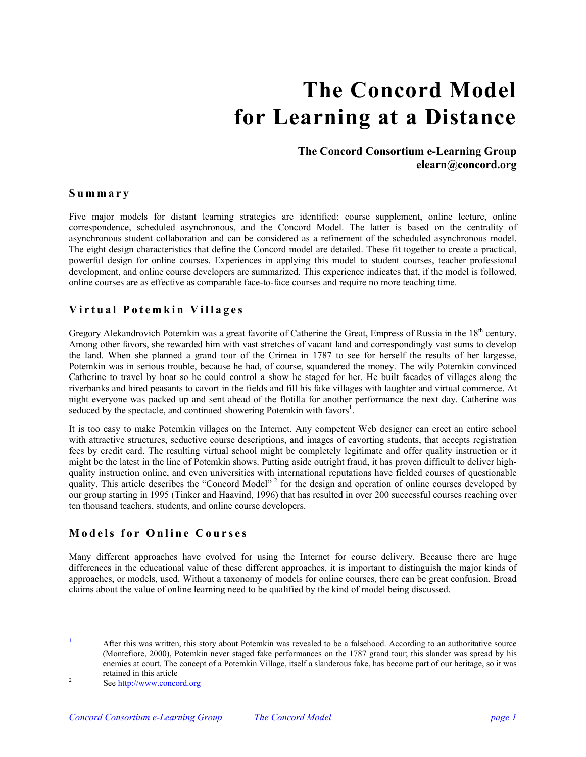# The Concord Model for Learning at a Distance

**The Concord Consortium e-Learning Group**
**elearn@concord.org**

## Summary

Five major models for distant learning strategies are identified: course supplement, online lecture, online correspondence, scheduled asynchronous, and the Concord Model. The latter is based on the centrality of asynchronous student collaboration and can be considered as a refinement of the scheduled asynchronous model. The eight design characteristics that define the Concord model are detailed. These fit together to create a practical, powerful design for online courses. Experiences in applying this model to student courses, teacher professional development, and online course developers are summarized. This experience indicates that, if the model is followed, online courses are as effective as comparable face-to-face courses and require no more teaching time.

## Virtual Potemkin Villages

Gregory Alekandrovich Potemkin was a great favorite of Catherine the Great, Empress of Russia in the 18th century. Among other favors, she rewarded him with vast stretches of vacant land and correspondingly vast sums to develop the land. When she planned a grand tour of the Crimea in 1787 to see for herself the results of her largesse, Potemkin was in serious trouble, because he had, of course, squandered the money. The wily Potemkin convinced Catherine to travel by boat so he could control a show he staged for her. He built facades of villages along the riverbanks and hired peasants to cavort in the fields and fill his fake villages with laughter and virtual commerce. At night everyone was packed up and sent ahead of the flotilla for another performance the next day. Catherine was seduced by the spectacle, and continued showering Potemkin with favors[1].

It is too easy to make Potemkin villages on the Internet. Any competent Web designer can erect an entire school with attractive structures, seductive course descriptions, and images of cavorting students, that accepts registration fees by credit card. The resulting virtual school might be completely legitimate and offer quality instruction or it might be the latest in the line of Potemkin shows. Putting aside outright fraud, it has proven difficult to deliver high-quality instruction online, and even universities with international reputations have fielded courses of questionable quality. This article describes the "Concord Model" [2] for the design and operation of online courses developed by our group starting in 1995 (Tinker and Haavind, 1996) that has resulted in over 200 successful courses reaching over ten thousand teachers, students, and online course developers.

## Models for Online Courses

Many different approaches have evolved for using the Internet for course delivery. Because there are huge differences in the educational value of these different approaches, it is important to distinguish the major kinds of approaches, or models, used. Without a taxonomy of models for online courses, there can be great confusion. Broad claims about the value of online learning need to be qualified by the kind of model being discussed.

---

[1] After this was written, this story about Potemkin was revealed to be a falsehood. According to an authoritative source (Montefiore, 2000), Potemkin never staged fake performances on the 1787 grand tour; this slander was spread by his enemies at court. The concept of a Potemkin Village, itself a slanderous fake, has become part of our heritage, so it was retained in this article

[2] See http://www.concord.org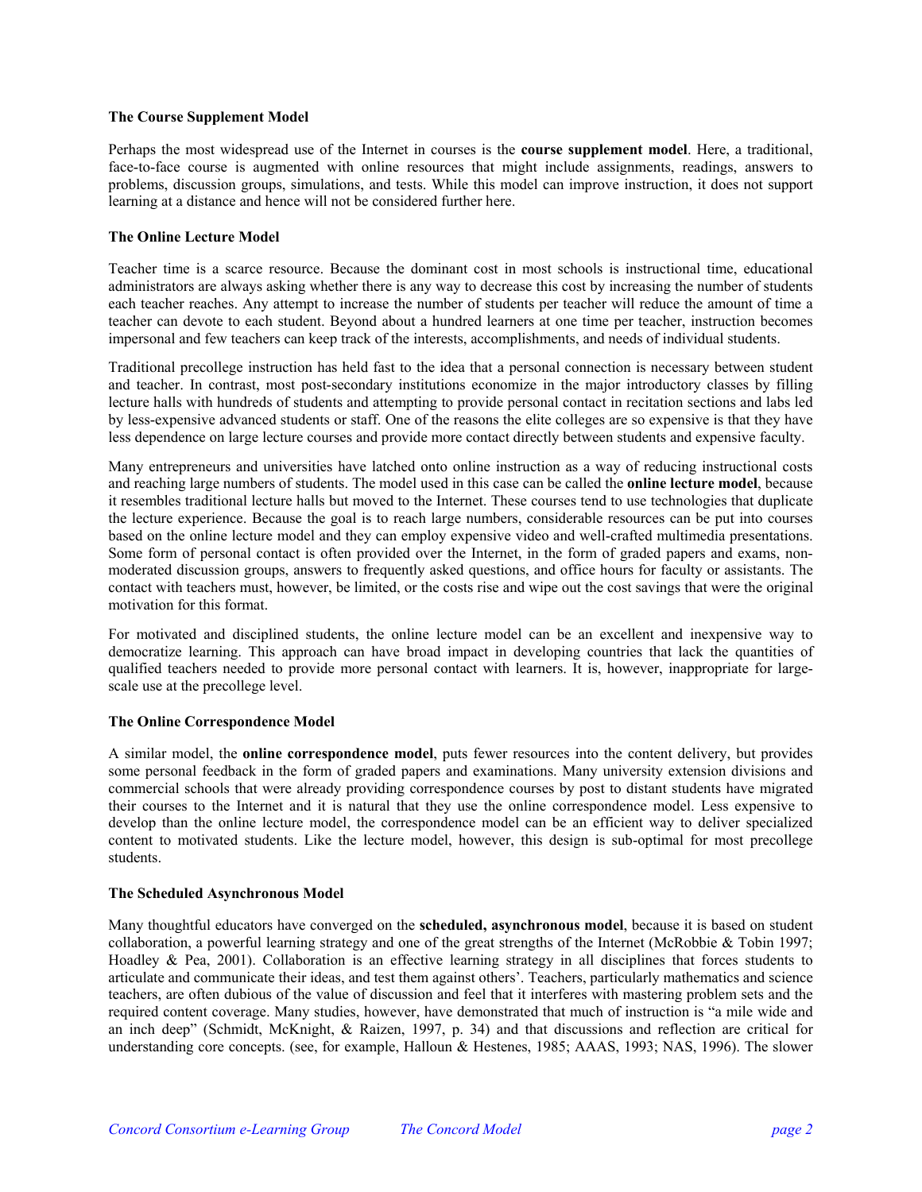### The Course Supplement Model

Perhaps the most widespread use of the Internet in courses is the **course supplement model**. Here, a traditional, face-to-face course is augmented with online resources that might include assignments, readings, answers to problems, discussion groups, simulations, and tests. While this model can improve instruction, it does not support learning at a distance and hence will not be considered further here.

### The Online Lecture Model

Teacher time is a scarce resource. Because the dominant cost in most schools is instructional time, educational administrators are always asking whether there is any way to decrease this cost by increasing the number of students each teacher reaches. Any attempt to increase the number of students per teacher will reduce the amount of time a teacher can devote to each student. Beyond about a hundred learners at one time per teacher, instruction becomes impersonal and few teachers can keep track of the interests, accomplishments, and needs of individual students.

Traditional precollege instruction has held fast to the idea that a personal connection is necessary between student and teacher. In contrast, most post-secondary institutions economize in the major introductory classes by filling lecture halls with hundreds of students and attempting to provide personal contact in recitation sections and labs led by less-expensive advanced students or staff. One of the reasons the elite colleges are so expensive is that they have less dependence on large lecture courses and provide more contact directly between students and expensive faculty.

Many entrepreneurs and universities have latched onto online instruction as a way of reducing instructional costs and reaching large numbers of students. The model used in this case can be called the **online lecture model**, because it resembles traditional lecture halls but moved to the Internet. These courses tend to use technologies that duplicate the lecture experience. Because the goal is to reach large numbers, considerable resources can be put into courses based on the online lecture model and they can employ expensive video and well-crafted multimedia presentations. Some form of personal contact is often provided over the Internet, in the form of graded papers and exams, non-moderated discussion groups, answers to frequently asked questions, and office hours for faculty or assistants. The contact with teachers must, however, be limited, or the costs rise and wipe out the cost savings that were the original motivation for this format.

For motivated and disciplined students, the online lecture model can be an excellent and inexpensive way to democratize learning. This approach can have broad impact in developing countries that lack the quantities of qualified teachers needed to provide more personal contact with learners. It is, however, inappropriate for large-scale use at the precollege level.

### The Online Correspondence Model

A similar model, the **online correspondence model**, puts fewer resources into the content delivery, but provides some personal feedback in the form of graded papers and examinations. Many university extension divisions and commercial schools that were already providing correspondence courses by post to distant students have migrated their courses to the Internet and it is natural that they use the online correspondence model. Less expensive to develop than the online lecture model, the correspondence model can be an efficient way to deliver specialized content to motivated students. Like the lecture model, however, this design is sub-optimal for most precollege students.

### The Scheduled Asynchronous Model

Many thoughtful educators have converged on the **scheduled, asynchronous model**, because it is based on student collaboration, a powerful learning strategy and one of the great strengths of the Internet (McRobbie & Tobin 1997; Hoadley & Pea, 2001). Collaboration is an effective learning strategy in all disciplines that forces students to articulate and communicate their ideas, and test them against others'. Teachers, particularly mathematics and science teachers, are often dubious of the value of discussion and feel that it interferes with mastering problem sets and the required content coverage. Many studies, however, have demonstrated that much of instruction is "a mile wide and an inch deep" (Schmidt, McKnight, & Raizen, 1997, p. 34) and that discussions and reflection are critical for understanding core concepts. (see, for example, Halloun & Hestenes, 1985; AAAS, 1993; NAS, 1996). The slower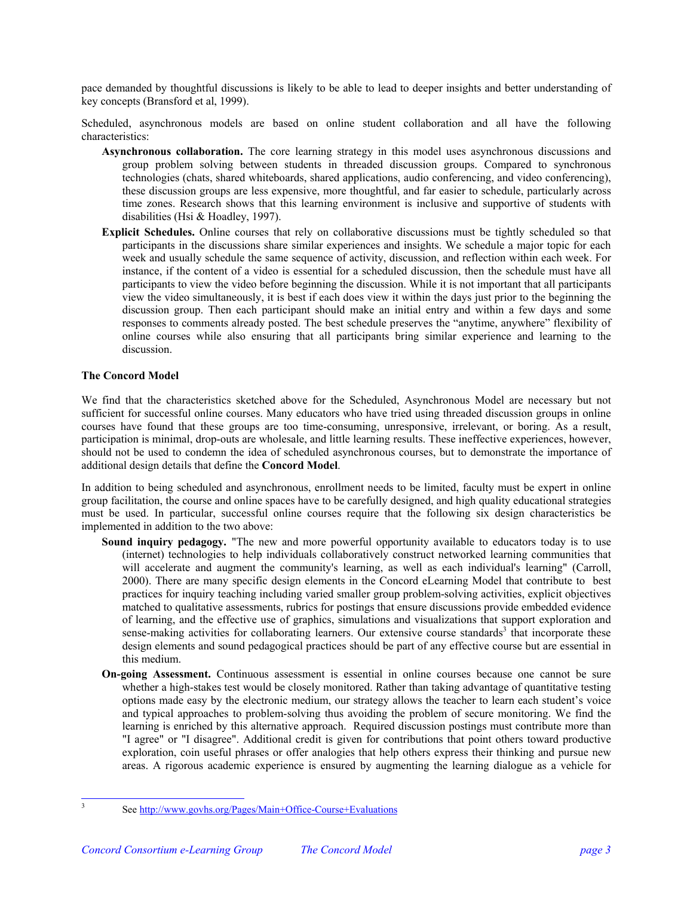pace demanded by thoughtful discussions is likely to be able to lead to deeper insights and better understanding of key concepts (Bransford et al, 1999).

Scheduled, asynchronous models are based on online student collaboration and all have the following characteristics:

**Asynchronous collaboration.** The core learning strategy in this model uses asynchronous discussions and group problem solving between students in threaded discussion groups. Compared to synchronous technologies (chats, shared whiteboards, shared applications, audio conferencing, and video conferencing), these discussion groups are less expensive, more thoughtful, and far easier to schedule, particularly across time zones. Research shows that this learning environment is inclusive and supportive of students with disabilities (Hsi & Hoadley, 1997).

**Explicit Schedules.** Online courses that rely on collaborative discussions must be tightly scheduled so that participants in the discussions share similar experiences and insights. We schedule a major topic for each week and usually schedule the same sequence of activity, discussion, and reflection within each week. For instance, if the content of a video is essential for a scheduled discussion, then the schedule must have all participants to view the video before beginning the discussion. While it is not important that all participants view the video simultaneously, it is best if each does view it within the days just prior to the beginning the discussion group. Then each participant should make an initial entry and within a few days and some responses to comments already posted. The best schedule preserves the "anytime, anywhere" flexibility of online courses while also ensuring that all participants bring similar experience and learning to the discussion.

### The Concord Model

We find that the characteristics sketched above for the Scheduled, Asynchronous Model are necessary but not sufficient for successful online courses. Many educators who have tried using threaded discussion groups in online courses have found that these groups are too time-consuming, unresponsive, irrelevant, or boring. As a result, participation is minimal, drop-outs are wholesale, and little learning results. These ineffective experiences, however, should not be used to condemn the idea of scheduled asynchronous courses, but to demonstrate the importance of additional design details that define the **Concord Model**.

In addition to being scheduled and asynchronous, enrollment needs to be limited, faculty must be expert in online group facilitation, the course and online spaces have to be carefully designed, and high quality educational strategies must be used. In particular, successful online courses require that the following six design characteristics be implemented in addition to the two above:

**Sound inquiry pedagogy.** "The new and more powerful opportunity available to educators today is to use (internet) technologies to help individuals collaboratively construct networked learning communities that will accelerate and augment the community's learning, as well as each individual's learning" (Carroll, 2000). There are many specific design elements in the Concord eLearning Model that contribute to best practices for inquiry teaching including varied smaller group problem-solving activities, explicit objectives matched to qualitative assessments, rubrics for postings that ensure discussions provide embedded evidence of learning, and the effective use of graphics, simulations and visualizations that support exploration and sense-making activities for collaborating learners. Our extensive course standards[3] that incorporate these design elements and sound pedagogical practices should be part of any effective course but are essential in this medium.

**On-going Assessment.** Continuous assessment is essential in online courses because one cannot be sure whether a high-stakes test would be closely monitored. Rather than taking advantage of quantitative testing options made easy by the electronic medium, our strategy allows the teacher to learn each student's voice and typical approaches to problem-solving thus avoiding the problem of secure monitoring. We find the learning is enriched by this alternative approach. Required discussion postings must contribute more than "I agree" or "I disagree". Additional credit is given for contributions that point others toward productive exploration, coin useful phrases or offer analogies that help others express their thinking and pursue new areas. A rigorous academic experience is ensured by augmenting the learning dialogue as a vehicle for

---

[3] See http://www.govhs.org/Pages/Main+Office-Course+Evaluations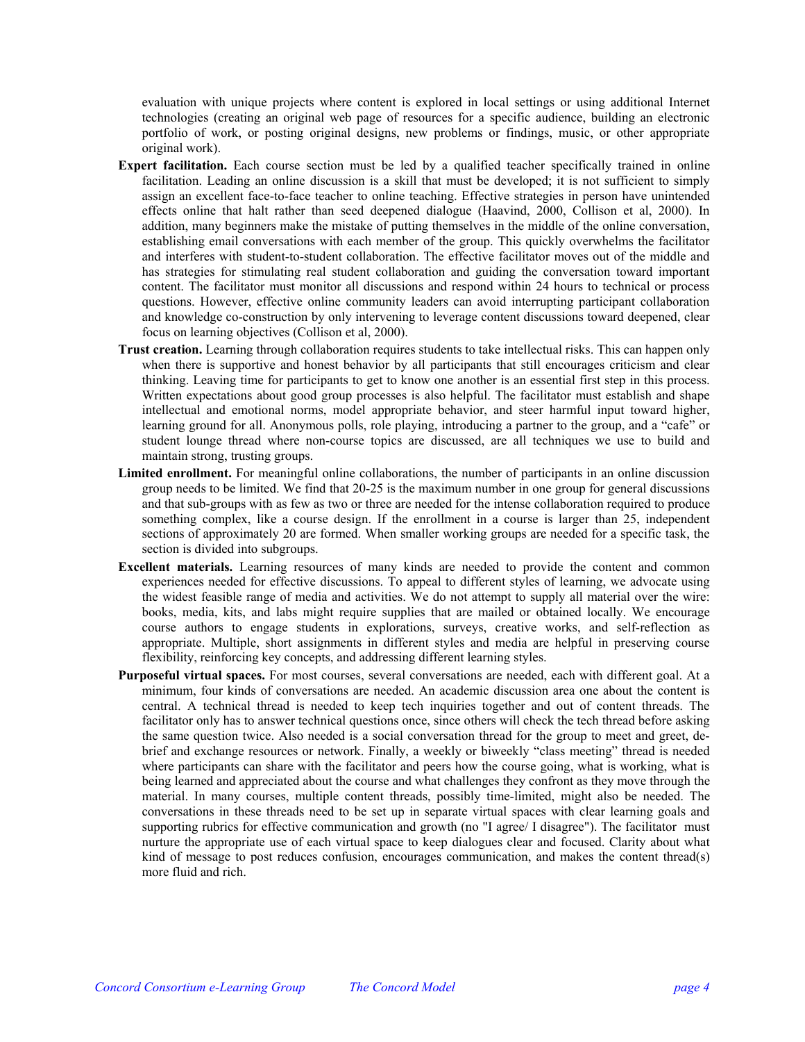evaluation with unique projects where content is explored in local settings or using additional Internet technologies (creating an original web page of resources for a specific audience, building an electronic portfolio of work, or posting original designs, new problems or findings, music, or other appropriate original work).

**Expert facilitation.** Each course section must be led by a qualified teacher specifically trained in online facilitation. Leading an online discussion is a skill that must be developed; it is not sufficient to simply assign an excellent face-to-face teacher to online teaching. Effective strategies in person have unintended effects online that halt rather than seed deepened dialogue (Haavind, 2000, Collison et al, 2000). In addition, many beginners make the mistake of putting themselves in the middle of the online conversation, establishing email conversations with each member of the group. This quickly overwhelms the facilitator and interferes with student-to-student collaboration. The effective facilitator moves out of the middle and has strategies for stimulating real student collaboration and guiding the conversation toward important content. The facilitator must monitor all discussions and respond within 24 hours to technical or process questions. However, effective online community leaders can avoid interrupting participant collaboration and knowledge co-construction by only intervening to leverage content discussions toward deepened, clear focus on learning objectives (Collison et al, 2000).

**Trust creation.** Learning through collaboration requires students to take intellectual risks. This can happen only when there is supportive and honest behavior by all participants that still encourages criticism and clear thinking. Leaving time for participants to get to know one another is an essential first step in this process. Written expectations about good group processes is also helpful. The facilitator must establish and shape intellectual and emotional norms, model appropriate behavior, and steer harmful input toward higher, learning ground for all. Anonymous polls, role playing, introducing a partner to the group, and a "cafe" or student lounge thread where non-course topics are discussed, are all techniques we use to build and maintain strong, trusting groups.

**Limited enrollment.** For meaningful online collaborations, the number of participants in an online discussion group needs to be limited. We find that 20-25 is the maximum number in one group for general discussions and that sub-groups with as few as two or three are needed for the intense collaboration required to produce something complex, like a course design. If the enrollment in a course is larger than 25, independent sections of approximately 20 are formed. When smaller working groups are needed for a specific task, the section is divided into subgroups.

**Excellent materials.** Learning resources of many kinds are needed to provide the content and common experiences needed for effective discussions. To appeal to different styles of learning, we advocate using the widest feasible range of media and activities. We do not attempt to supply all material over the wire: books, media, kits, and labs might require supplies that are mailed or obtained locally. We encourage course authors to engage students in explorations, surveys, creative works, and self-reflection as appropriate. Multiple, short assignments in different styles and media are helpful in preserving course flexibility, reinforcing key concepts, and addressing different learning styles.

**Purposeful virtual spaces.** For most courses, several conversations are needed, each with different goal. At a minimum, four kinds of conversations are needed. An academic discussion area one about the content is central. A technical thread is needed to keep tech inquiries together and out of content threads. The facilitator only has to answer technical questions once, since others will check the tech thread before asking the same question twice. Also needed is a social conversation thread for the group to meet and greet, de-brief and exchange resources or network. Finally, a weekly or biweekly "class meeting" thread is needed where participants can share with the facilitator and peers how the course going, what is working, what is being learned and appreciated about the course and what challenges they confront as they move through the material. In many courses, multiple content threads, possibly time-limited, might also be needed. The conversations in these threads need to be set up in separate virtual spaces with clear learning goals and supporting rubrics for effective communication and growth (no "I agree/ I disagree"). The facilitator must nurture the appropriate use of each virtual space to keep dialogues clear and focused. Clarity about what kind of message to post reduces confusion, encourages communication, and makes the content thread(s) more fluid and rich.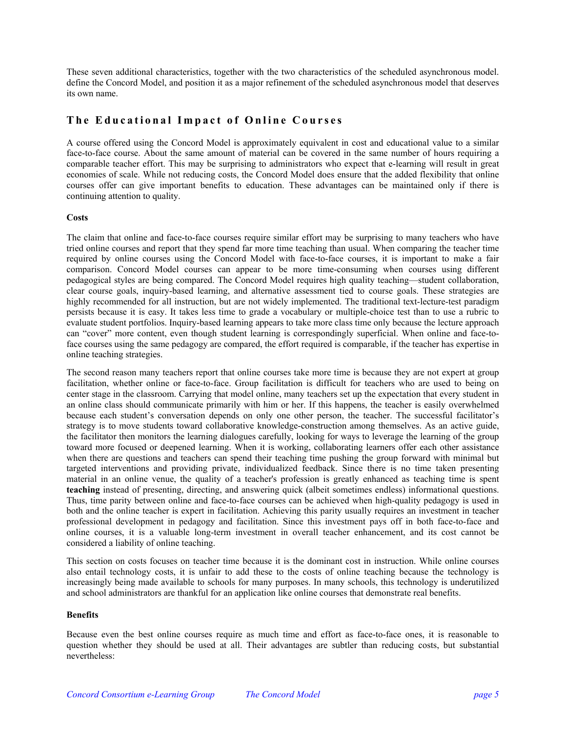These seven additional characteristics, together with the two characteristics of the scheduled asynchronous model. define the Concord Model, and position it as a major refinement of the scheduled asynchronous model that deserves its own name.

## The Educational Impact of Online Courses

A course offered using the Concord Model is approximately equivalent in cost and educational value to a similar face-to-face course. About the same amount of material can be covered in the same number of hours requiring a comparable teacher effort. This may be surprising to administrators who expect that e-learning will result in great economies of scale. While not reducing costs, the Concord Model does ensure that the added flexibility that online courses offer can give important benefits to education. These advantages can be maintained only if there is continuing attention to quality.

### Costs

The claim that online and face-to-face courses require similar effort may be surprising to many teachers who have tried online courses and report that they spend far more time teaching than usual. When comparing the teacher time required by online courses using the Concord Model with face-to-face courses, it is important to make a fair comparison. Concord Model courses can appear to be more time-consuming when courses using different pedagogical styles are being compared. The Concord Model requires high quality teaching—student collaboration, clear course goals, inquiry-based learning, and alternative assessment tied to course goals. These strategies are highly recommended for all instruction, but are not widely implemented. The traditional text-lecture-test paradigm persists because it is easy. It takes less time to grade a vocabulary or multiple-choice test than to use a rubric to evaluate student portfolios. Inquiry-based learning appears to take more class time only because the lecture approach can "cover" more content, even though student learning is correspondingly superficial. When online and face-to-face courses using the same pedagogy are compared, the effort required is comparable, if the teacher has expertise in online teaching strategies.

The second reason many teachers report that online courses take more time is because they are not expert at group facilitation, whether online or face-to-face. Group facilitation is difficult for teachers who are used to being on center stage in the classroom. Carrying that model online, many teachers set up the expectation that every student in an online class should communicate primarily with him or her. If this happens, the teacher is easily overwhelmed because each student's conversation depends on only one other person, the teacher. The successful facilitator's strategy is to move students toward collaborative knowledge-construction among themselves. As an active guide, the facilitator then monitors the learning dialogues carefully, looking for ways to leverage the learning of the group toward more focused or deepened learning. When it is working, collaborating learners offer each other assistance when there are questions and teachers can spend their teaching time pushing the group forward with minimal but targeted interventions and providing private, individualized feedback. Since there is no time taken presenting material in an online venue, the quality of a teacher's profession is greatly enhanced as teaching time is spent **teaching** instead of presenting, directing, and answering quick (albeit sometimes endless) informational questions. Thus, time parity between online and face-to-face courses can be achieved when high-quality pedagogy is used in both and the online teacher is expert in facilitation. Achieving this parity usually requires an investment in teacher professional development in pedagogy and facilitation. Since this investment pays off in both face-to-face and online courses, it is a valuable long-term investment in overall teacher enhancement, and its cost cannot be considered a liability of online teaching.

This section on costs focuses on teacher time because it is the dominant cost in instruction. While online courses also entail technology costs, it is unfair to add these to the costs of online teaching because the technology is increasingly being made available to schools for many purposes. In many schools, this technology is underutilized and school administrators are thankful for an application like online courses that demonstrate real benefits.

### Benefits

Because even the best online courses require as much time and effort as face-to-face ones, it is reasonable to question whether they should be used at all. Their advantages are subtler than reducing costs, but substantial nevertheless: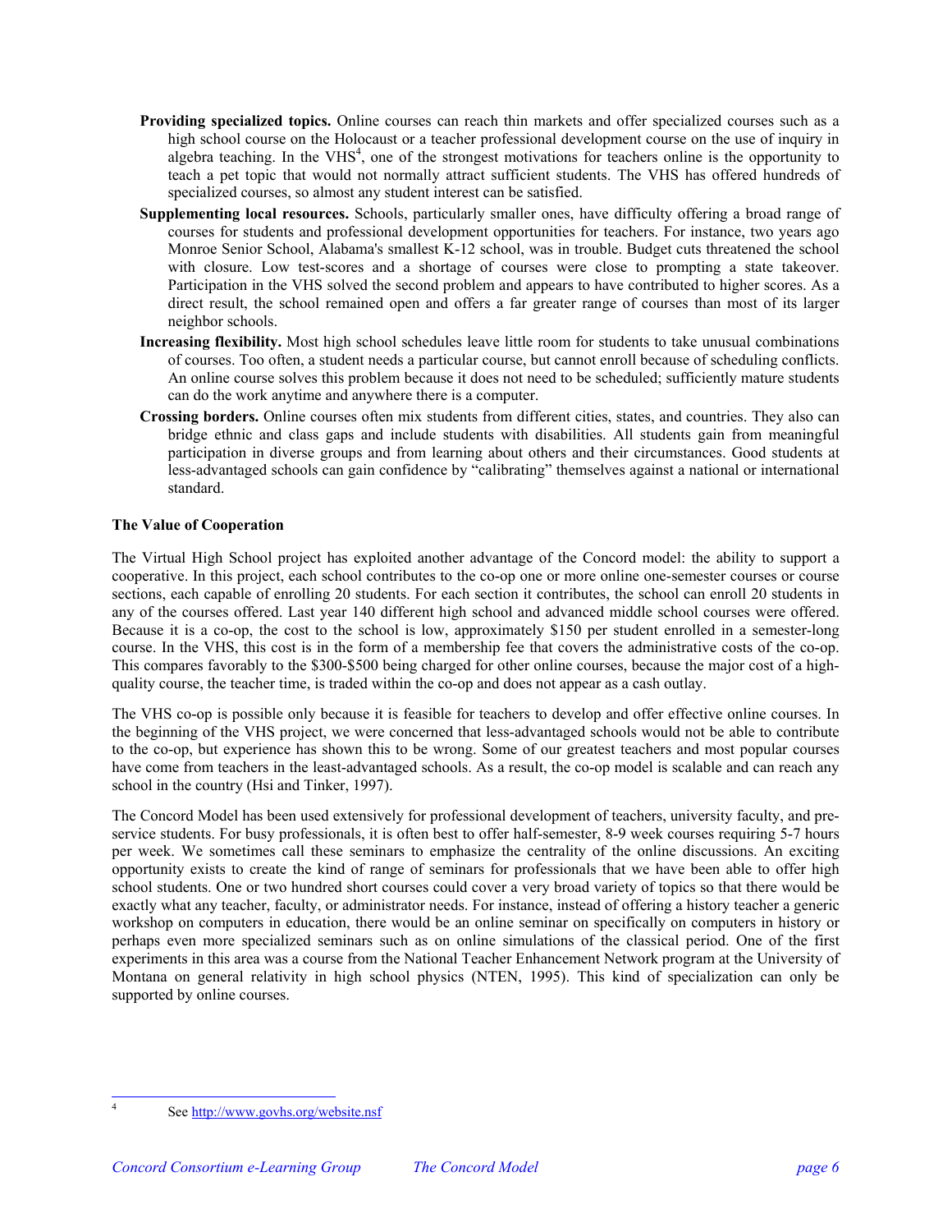- **Providing specialized topics.** Online courses can reach thin markets and offer specialized courses such as a high school course on the Holocaust or a teacher professional development course on the use of inquiry in algebra teaching. In the VHS[4], one of the strongest motivations for teachers online is the opportunity to teach a pet topic that would not normally attract sufficient students. The VHS has offered hundreds of specialized courses, so almost any student interest can be satisfied.
- **Supplementing local resources.** Schools, particularly smaller ones, have difficulty offering a broad range of courses for students and professional development opportunities for teachers. For instance, two years ago Monroe Senior School, Alabama's smallest K-12 school, was in trouble. Budget cuts threatened the school with closure. Low test-scores and a shortage of courses were close to prompting a state takeover. Participation in the VHS solved the second problem and appears to have contributed to higher scores. As a direct result, the school remained open and offers a far greater range of courses than most of its larger neighbor schools.
- **Increasing flexibility.** Most high school schedules leave little room for students to take unusual combinations of courses. Too often, a student needs a particular course, but cannot enroll because of scheduling conflicts. An online course solves this problem because it does not need to be scheduled; sufficiently mature students can do the work anytime and anywhere there is a computer.
- **Crossing borders.** Online courses often mix students from different cities, states, and countries. They also can bridge ethnic and class gaps and include students with disabilities. All students gain from meaningful participation in diverse groups and from learning about others and their circumstances. Good students at less-advantaged schools can gain confidence by "calibrating" themselves against a national or international standard.

### The Value of Cooperation

The Virtual High School project has exploited another advantage of the Concord model: the ability to support a cooperative. In this project, each school contributes to the co-op one or more online one-semester courses or course sections, each capable of enrolling 20 students. For each section it contributes, the school can enroll 20 students in any of the courses offered. Last year 140 different high school and advanced middle school courses were offered. Because it is a co-op, the cost to the school is low, approximately $150 per student enrolled in a semester-long course. In the VHS, this cost is in the form of a membership fee that covers the administrative costs of the co-op. This compares favorably to the $300-$500 being charged for other online courses, because the major cost of a high-quality course, the teacher time, is traded within the co-op and does not appear as a cash outlay.

The VHS co-op is possible only because it is feasible for teachers to develop and offer effective online courses. In the beginning of the VHS project, we were concerned that less-advantaged schools would not be able to contribute to the co-op, but experience has shown this to be wrong. Some of our greatest teachers and most popular courses have come from teachers in the least-advantaged schools. As a result, the co-op model is scalable and can reach any school in the country (Hsi and Tinker, 1997).

The Concord Model has been used extensively for professional development of teachers, university faculty, and pre-service students. For busy professionals, it is often best to offer half-semester, 8-9 week courses requiring 5-7 hours per week. We sometimes call these seminars to emphasize the centrality of the online discussions. An exciting opportunity exists to create the kind of range of seminars for professionals that we have been able to offer high school students. One or two hundred short courses could cover a very broad variety of topics so that there would be exactly what any teacher, faculty, or administrator needs. For instance, instead of offering a history teacher a generic workshop on computers in education, there would be an online seminar on specifically on computers in history or perhaps even more specialized seminars such as on online simulations of the classical period. One of the first experiments in this area was a course from the National Teacher Enhancement Network program at the University of Montana on general relativity in high school physics (NTEN, 1995). This kind of specialization can only be supported by online courses.

[4] See http://www.govhs.org/website.nsf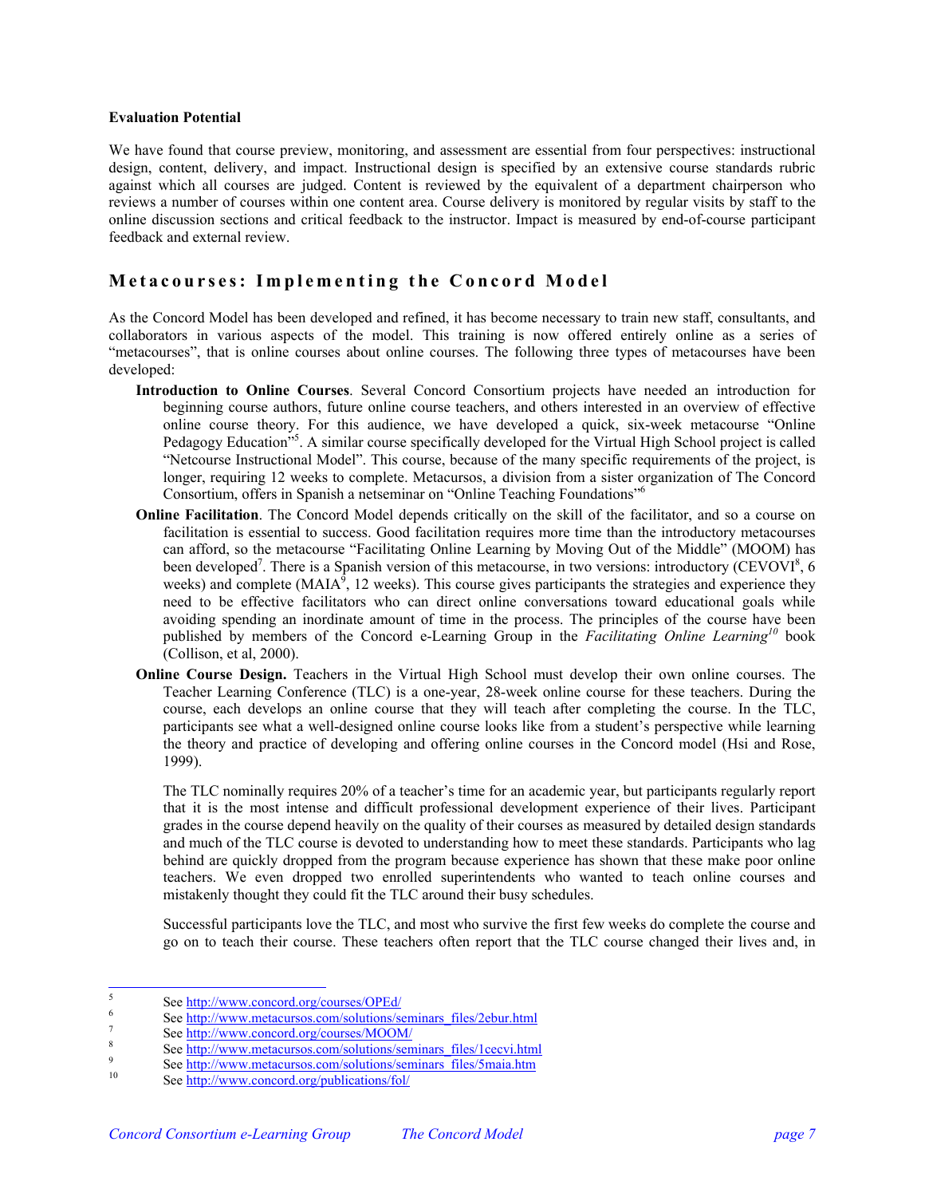**Evaluation Potential**

We have found that course preview, monitoring, and assessment are essential from four perspectives: instructional design, content, delivery, and impact. Instructional design is specified by an extensive course standards rubric against which all courses are judged. Content is reviewed by the equivalent of a department chairperson who reviews a number of courses within one content area. Course delivery is monitored by regular visits by staff to the online discussion sections and critical feedback to the instructor. Impact is measured by end-of-course participant feedback and external review.

## Metacourses: Implementing the Concord Model

As the Concord Model has been developed and refined, it has become necessary to train new staff, consultants, and collaborators in various aspects of the model. This training is now offered entirely online as a series of "metacourses", that is online courses about online courses. The following three types of metacourses have been developed:

**Introduction to Online Courses**. Several Concord Consortium projects have needed an introduction for beginning course authors, future online course teachers, and others interested in an overview of effective online course theory. For this audience, we have developed a quick, six-week metacourse "Online Pedagogy Education"[5]. A similar course specifically developed for the Virtual High School project is called "Netcourse Instructional Model". This course, because of the many specific requirements of the project, is longer, requiring 12 weeks to complete. Metacursos, a division from a sister organization of The Concord Consortium, offers in Spanish a netseminar on "Online Teaching Foundations"[6]

**Online Facilitation**. The Concord Model depends critically on the skill of the facilitator, and so a course on facilitation is essential to success. Good facilitation requires more time than the introductory metacourses can afford, so the metacourse "Facilitating Online Learning by Moving Out of the Middle" (MOOM) has been developed[7]. There is a Spanish version of this metacourse, in two versions: introductory (CEVOVI[8], 6 weeks) and complete (MAIA[9], 12 weeks). This course gives participants the strategies and experience they need to be effective facilitators who can direct online conversations toward educational goals while avoiding spending an inordinate amount of time in the process. The principles of the course have been published by members of the Concord e-Learning Group in the *Facilitating Online Learning*[10] book (Collison, et al, 2000).

**Online Course Design.** Teachers in the Virtual High School must develop their own online courses. The Teacher Learning Conference (TLC) is a one-year, 28-week online course for these teachers. During the course, each develops an online course that they will teach after completing the course. In the TLC, participants see what a well-designed online course looks like from a student's perspective while learning the theory and practice of developing and offering online courses in the Concord model (Hsi and Rose, 1999).

The TLC nominally requires 20% of a teacher's time for an academic year, but participants regularly report that it is the most intense and difficult professional development experience of their lives. Participant grades in the course depend heavily on the quality of their courses as measured by detailed design standards and much of the TLC course is devoted to understanding how to meet these standards. Participants who lag behind are quickly dropped from the program because experience has shown that these make poor online teachers. We even dropped two enrolled superintendents who wanted to teach online courses and mistakenly thought they could fit the TLC around their busy schedules.

Successful participants love the TLC, and most who survive the first few weeks do complete the course and go on to teach their course. These teachers often report that the TLC course changed their lives and, in

---

[5] See http://www.concord.org/courses/OPEd/

[6] See http://www.metacursos.com/solutions/seminars_files/2ebur.html

[7] See http://www.concord.org/courses/MOOM/

[8] See http://www.metacursos.com/solutions/seminars_files/1cecvi.html

[9] See http://www.metacursos.com/solutions/seminars_files/5maia.htm

[10] See http://www.concord.org/publications/fol/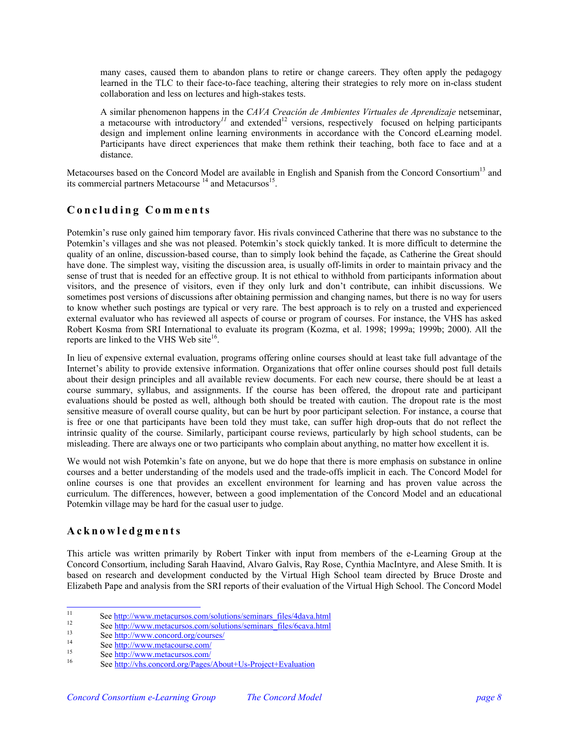> many cases, caused them to abandon plans to retire or change careers. They often apply the pedagogy learned in the TLC to their face-to-face teaching, altering their strategies to rely more on in-class student collaboration and less on lectures and high-stakes tests.
>
> A similar phenomenon happens in the *CAVA Creación de Ambientes Virtuales de Aprendizaje* netseminar, a metacourse with introductory[11] and extended[12] versions, respectively focused on helping participants design and implement online learning environments in accordance with the Concord eLearning model. Participants have direct experiences that make them rethink their teaching, both face to face and at a distance.

Metacourses based on the Concord Model are available in English and Spanish from the Concord Consortium[13] and its commercial partners Metacourse [14] and Metacursos[15].

## Concluding Comments

Potemkin's ruse only gained him temporary favor. His rivals convinced Catherine that there was no substance to the Potemkin's villages and she was not pleased. Potemkin's stock quickly tanked. It is more difficult to determine the quality of an online, discussion-based course, than to simply look behind the façade, as Catherine the Great should have done. The simplest way, visiting the discussion area, is usually off-limits in order to maintain privacy and the sense of trust that is needed for an effective group. It is not ethical to withhold from participants information about visitors, and the presence of visitors, even if they only lurk and don't contribute, can inhibit discussions. We sometimes post versions of discussions after obtaining permission and changing names, but there is no way for users to know whether such postings are typical or very rare. The best approach is to rely on a trusted and experienced external evaluator who has reviewed all aspects of course or program of courses. For instance, the VHS has asked Robert Kosma from SRI International to evaluate its program (Kozma, et al. 1998; 1999a; 1999b; 2000). All the reports are linked to the VHS Web site[16].

In lieu of expensive external evaluation, programs offering online courses should at least take full advantage of the Internet's ability to provide extensive information. Organizations that offer online courses should post full details about their design principles and all available review documents. For each new course, there should be at least a course summary, syllabus, and assignments. If the course has been offered, the dropout rate and participant evaluations should be posted as well, although both should be treated with caution. The dropout rate is the most sensitive measure of overall course quality, but can be hurt by poor participant selection. For instance, a course that is free or one that participants have been told they must take, can suffer high drop-outs that do not reflect the intrinsic quality of the course. Similarly, participant course reviews, particularly by high school students, can be misleading. There are always one or two participants who complain about anything, no matter how excellent it is.

We would not wish Potemkin's fate on anyone, but we do hope that there is more emphasis on substance in online courses and a better understanding of the models used and the trade-offs implicit in each. The Concord Model for online courses is one that provides an excellent environment for learning and has proven value across the curriculum. The differences, however, between a good implementation of the Concord Model and an educational Potemkin village may be hard for the casual user to judge.

## Acknowledgments

This article was written primarily by Robert Tinker with input from members of the e-Learning Group at the Concord Consortium, including Sarah Haavind, Alvaro Galvis, Ray Rose, Cynthia MacIntyre, and Alese Smith. It is based on research and development conducted by the Virtual High School team directed by Bruce Droste and Elizabeth Pape and analysis from the SRI reports of their evaluation of the Virtual High School. The Concord Model

---

[11] See http://www.metacursos.com/solutions/seminars_files/4dava.html

[12] See http://www.metacursos.com/solutions/seminars_files/6cava.html

[13] See http://www.concord.org/courses/

[14] See http://www.metacourse.com/

[15] See http://www.metacursos.com/

[16] See http://vhs.concord.org/Pages/About+Us-Project+Evaluation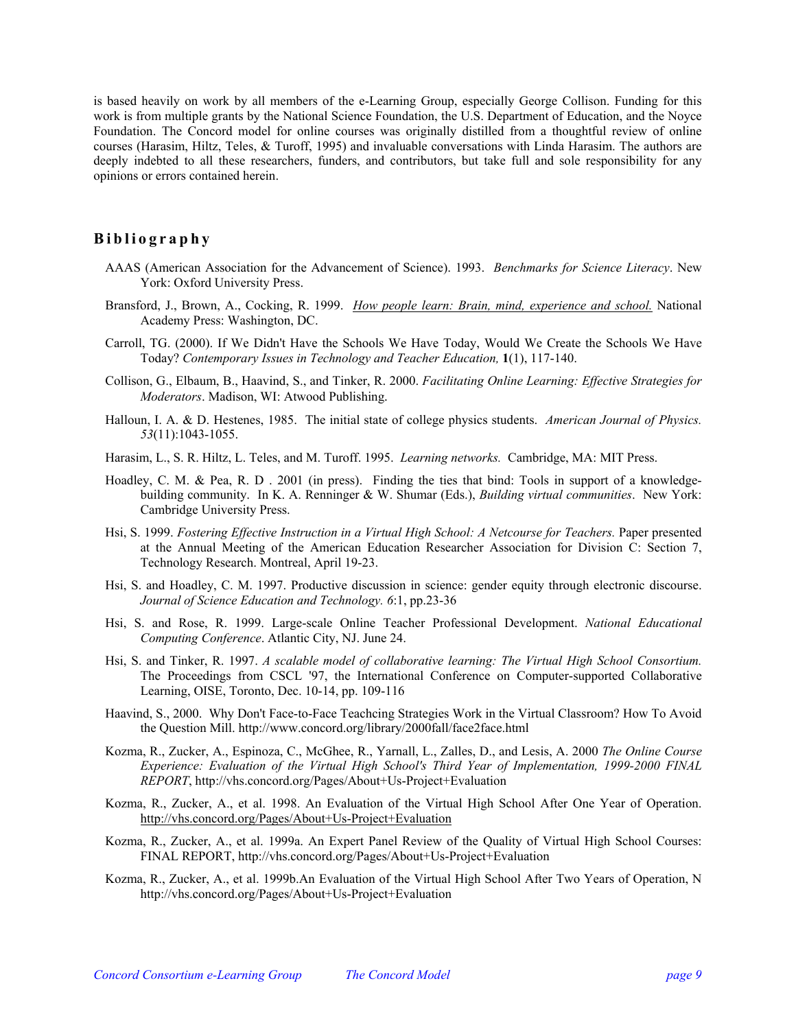is based heavily on work by all members of the e-Learning Group, especially George Collison. Funding for this work is from multiple grants by the National Science Foundation, the U.S. Department of Education, and the Noyce Foundation. The Concord model for online courses was originally distilled from a thoughtful review of online courses (Harasim, Hiltz, Teles, & Turoff, 1995) and invaluable conversations with Linda Harasim. The authors are deeply indebted to all these researchers, funders, and contributors, but take full and sole responsibility for any opinions or errors contained herein.

## Bibliography

AAAS (American Association for the Advancement of Science). 1993. *Benchmarks for Science Literacy*. New York: Oxford University Press.

Bransford, J., Brown, A., Cocking, R. 1999. *How people learn: Brain, mind, experience and school.* National Academy Press: Washington, DC.

Carroll, TG. (2000). If We Didn't Have the Schools We Have Today, Would We Create the Schools We Have Today? *Contemporary Issues in Technology and Teacher Education,* **1**(1), 117-140.

Collison, G., Elbaum, B., Haavind, S., and Tinker, R. 2000. *Facilitating Online Learning: Effective Strategies for Moderators*. Madison, WI: Atwood Publishing.

Halloun, I. A. & D. Hestenes, 1985. The initial state of college physics students. *American Journal of Physics. 53*(11):1043-1055.

Harasim, L., S. R. Hiltz, L. Teles, and M. Turoff. 1995. *Learning networks.* Cambridge, MA: MIT Press.

Hoadley, C. M. & Pea, R. D . 2001 (in press). Finding the ties that bind: Tools in support of a knowledge-building community. In K. A. Renninger & W. Shumar (Eds.), *Building virtual communities*. New York: Cambridge University Press.

Hsi, S. 1999. *Fostering Effective Instruction in a Virtual High School: A Netcourse for Teachers.* Paper presented at the Annual Meeting of the American Education Researcher Association for Division C: Section 7, Technology Research. Montreal, April 19-23.

Hsi, S. and Hoadley, C. M. 1997. Productive discussion in science: gender equity through electronic discourse. *Journal of Science Education and Technology. 6*:1, pp.23-36

Hsi, S. and Rose, R. 1999. Large-scale Online Teacher Professional Development. *National Educational Computing Conference*. Atlantic City, NJ. June 24.

Hsi, S. and Tinker, R. 1997. *A scalable model of collaborative learning: The Virtual High School Consortium.* The Proceedings from CSCL '97, the International Conference on Computer-supported Collaborative Learning, OISE, Toronto, Dec. 10-14, pp. 109-116

Haavind, S., 2000. Why Don't Face-to-Face Teachcing Strategies Work in the Virtual Classroom? How To Avoid the Question Mill. http://www.concord.org/library/2000fall/face2face.html

Kozma, R., Zucker, A., Espinoza, C., McGhee, R., Yarnall, L., Zalles, D., and Lesis, A. 2000 *The Online Course Experience: Evaluation of the Virtual High School's Third Year of Implementation, 1999-2000 FINAL REPORT*, http://vhs.concord.org/Pages/About+Us-Project+Evaluation

Kozma, R., Zucker, A., et al. 1998. An Evaluation of the Virtual High School After One Year of Operation. http://vhs.concord.org/Pages/About+Us-Project+Evaluation

Kozma, R., Zucker, A., et al. 1999a. An Expert Panel Review of the Quality of Virtual High School Courses: FINAL REPORT, http://vhs.concord.org/Pages/About+Us-Project+Evaluation

Kozma, R., Zucker, A., et al. 1999b.An Evaluation of the Virtual High School After Two Years of Operation, N http://vhs.concord.org/Pages/About+Us-Project+Evaluation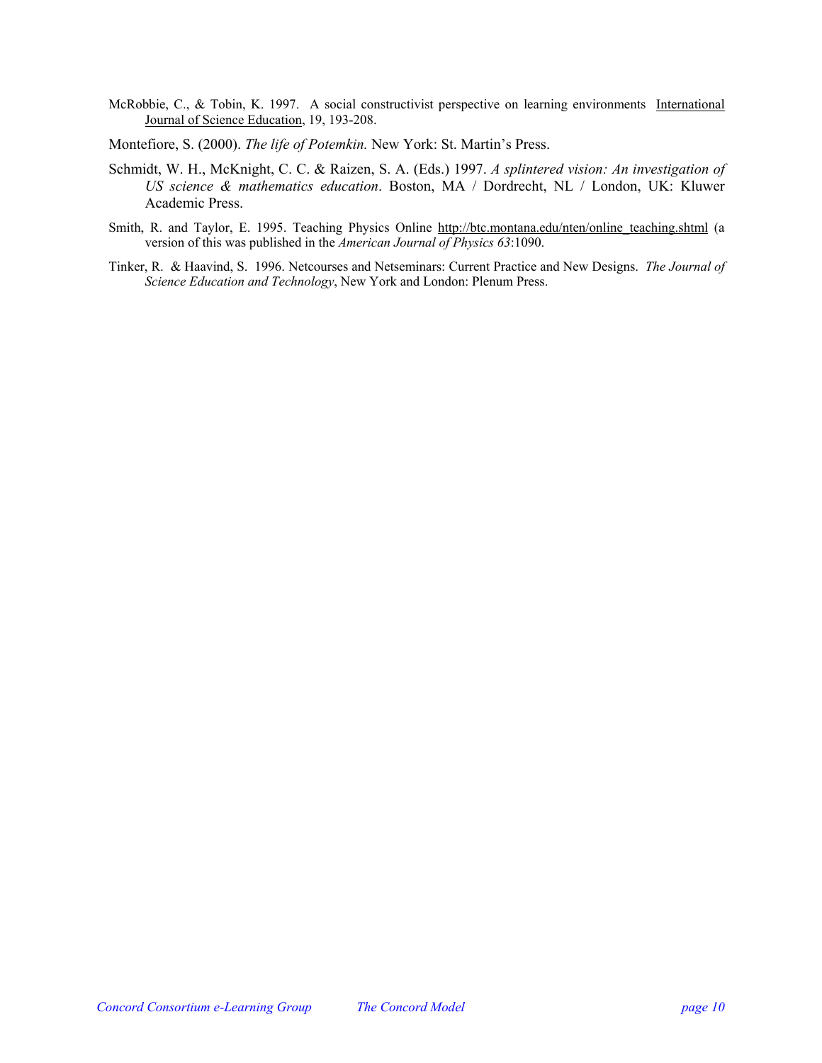McRobbie, C., & Tobin, K. 1997. A social constructivist perspective on learning environments International Journal of Science Education, 19, 193-208.

Montefiore, S. (2000). *The life of Potemkin.* New York: St. Martin's Press.

Schmidt, W. H., McKnight, C. C. & Raizen, S. A. (Eds.) 1997. *A splintered vision: An investigation of US science & mathematics education*. Boston, MA / Dordrecht, NL / London, UK: Kluwer Academic Press.

Smith, R. and Taylor, E. 1995. Teaching Physics Online http://btc.montana.edu/nten/online_teaching.shtml (a version of this was published in the *American Journal of Physics 63*:1090.

Tinker, R. & Haavind, S. 1996. Netcourses and Netseminars: Current Practice and New Designs. *The Journal of Science Education and Technology*, New York and London: Plenum Press.